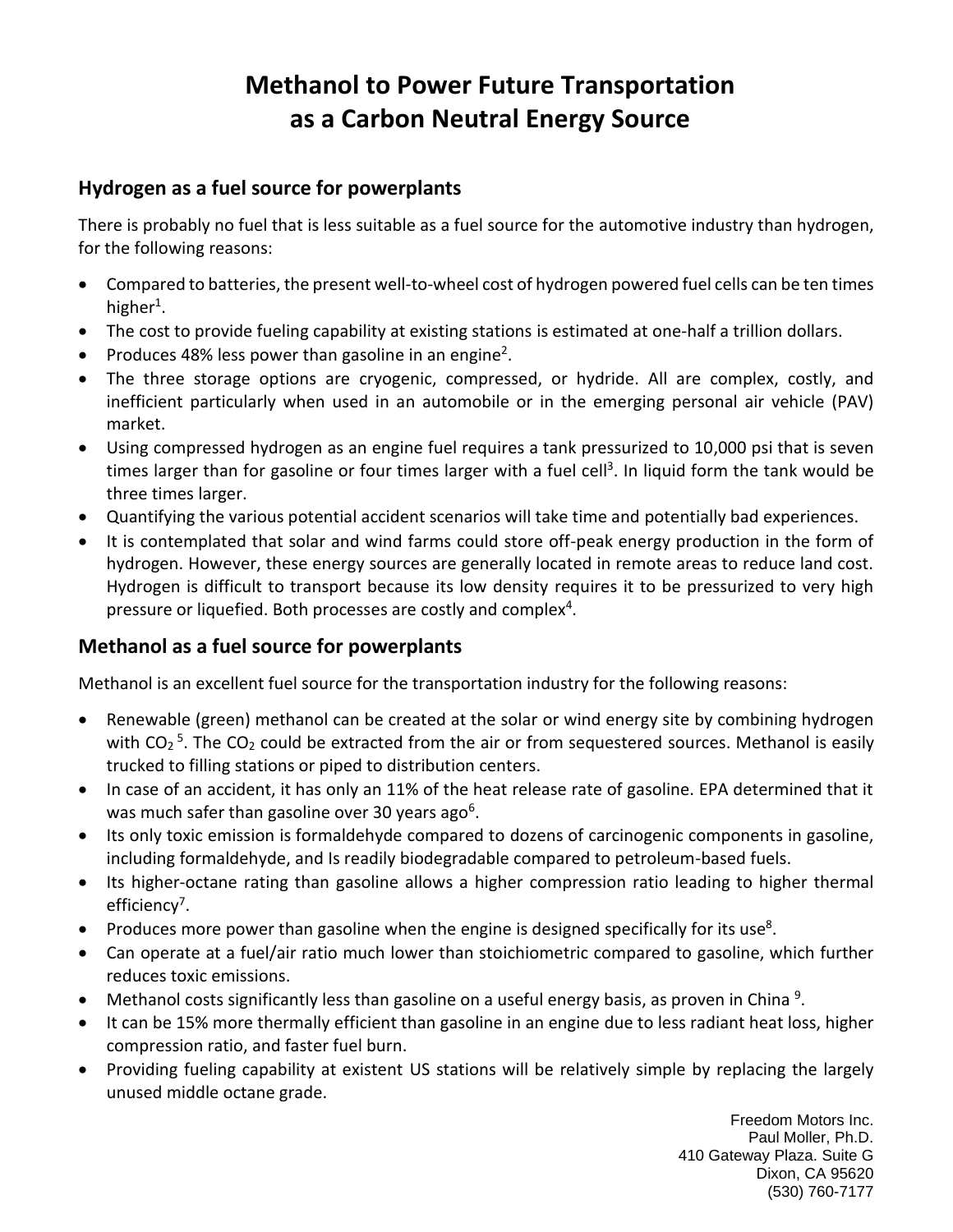# Methanol to Power Future Transportation as a Carbon Neutral Energy Source

## Hydrogen as a fuel source for powerplants

There is probably no fuel that is less suitable as a fuel source for the automotive industry than hydrogen, for the following reasons:

- Compared to batteries, the present well-to-wheel cost of hydrogen powered fuel cells can be ten times higher[1].
- The cost to provide fueling capability at existing stations is estimated at one-half a trillion dollars.
- Produces 48% less power than gasoline in an engine[2].
- The three storage options are cryogenic, compressed, or hydride. All are complex, costly, and inefficient particularly when used in an automobile or in the emerging personal air vehicle (PAV) market.
- Using compressed hydrogen as an engine fuel requires a tank pressurized to 10,000 psi that is seven times larger than for gasoline or four times larger with a fuel cell[3]. In liquid form the tank would be three times larger.
- Quantifying the various potential accident scenarios will take time and potentially bad experiences.
- It is contemplated that solar and wind farms could store off-peak energy production in the form of hydrogen. However, these energy sources are generally located in remote areas to reduce land cost. Hydrogen is difficult to transport because its low density requires it to be pressurized to very high pressure or liquefied. Both processes are costly and complex[4].

## Methanol as a fuel source for powerplants

Methanol is an excellent fuel source for the transportation industry for the following reasons:

- Renewable (green) methanol can be created at the solar or wind energy site by combining hydrogen with $CO_2$ [5]. The $CO_2$ could be extracted from the air or from sequestered sources. Methanol is easily trucked to filling stations or piped to distribution centers.
- In case of an accident, it has only an 11% of the heat release rate of gasoline. EPA determined that it was much safer than gasoline over 30 years ago[6].
- Its only toxic emission is formaldehyde compared to dozens of carcinogenic components in gasoline, including formaldehyde, and Is readily biodegradable compared to petroleum-based fuels.
- Its higher-octane rating than gasoline allows a higher compression ratio leading to higher thermal efficiency[7].
- Produces more power than gasoline when the engine is designed specifically for its use[8].
- Can operate at a fuel/air ratio much lower than stoichiometric compared to gasoline, which further reduces toxic emissions.
- Methanol costs significantly less than gasoline on a useful energy basis, as proven in China [9].
- It can be 15% more thermally efficient than gasoline in an engine due to less radiant heat loss, higher compression ratio, and faster fuel burn.
- Providing fueling capability at existent US stations will be relatively simple by replacing the largely unused middle octane grade.

Freedom Motors Inc.
Paul Moller, Ph.D.
410 Gateway Plaza. Suite G
Dixon, CA 95620
(530) 760-7177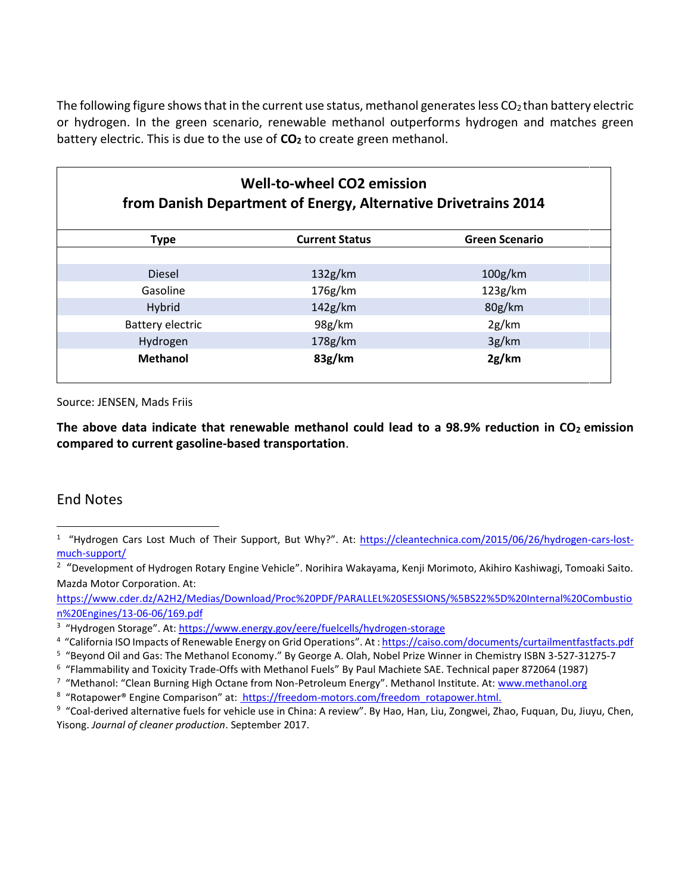The following figure shows that in the current use status, methanol generates less $CO_2$ than battery electric or hydrogen. In the green scenario, renewable methanol outperforms hydrogen and matches green battery electric. This is due to the use of **$CO_2$** to create green methanol.

**Well-to-wheel CO2 emission**
**from Danish Department of Energy, Alternative Drivetrains 2014**

| Type | Current Status | Green Scenario |
|---|---|---|
| Diesel | 132g/km | 100g/km |
| Gasoline | 176g/km | 123g/km |
| Hybrid | 142g/km | 80g/km |
| Battery electric | 98g/km | 2g/km |
| Hydrogen | 178g/km | 3g/km |
| **Methanol** | **83g/km** | **2g/km** |

Source: JENSEN, Mads Friis

**The above data indicate that renewable methanol could lead to a 98.9% reduction in $CO_2$ emission compared to current gasoline-based transportation**.

## End Notes

[1] "Hydrogen Cars Lost Much of Their Support, But Why?". At: https://cleantechnica.com/2015/06/26/hydrogen-cars-lost-much-support/

[2] "Development of Hydrogen Rotary Engine Vehicle". Norihira Wakayama, Kenji Morimoto, Akihiro Kashiwagi, Tomoaki Saito. Mazda Motor Corporation. At: https://www.cder.dz/A2H2/Medias/Download/Proc%20PDF/PARALLEL%20SESSIONS/%5BS22%5D%20Internal%20Combustion%20Engines/13-06-06/169.pdf

[3] "Hydrogen Storage". At: https://www.energy.gov/eere/fuelcells/hydrogen-storage

[4] "California ISO Impacts of Renewable Energy on Grid Operations". At : https://caiso.com/documents/curtailmentfastfacts.pdf

[5] "Beyond Oil and Gas: The Methanol Economy." By George A. Olah, Nobel Prize Winner in Chemistry ISBN 3-527-31275-7

[6] "Flammability and Toxicity Trade-Offs with Methanol Fuels" By Paul Machiete SAE. Technical paper 872064 (1987)

[7] "Methanol: "Clean Burning High Octane from Non-Petroleum Energy". Methanol Institute. At: www.methanol.org

[8] "Rotapower® Engine Comparison" at: https://freedom-motors.com/freedom_rotapower.html.

[9] "Coal-derived alternative fuels for vehicle use in China: A review". By Hao, Han, Liu, Zongwei, Zhao, Fuquan, Du, Jiuyu, Chen, Yisong. *Journal of cleaner production*. September 2017.